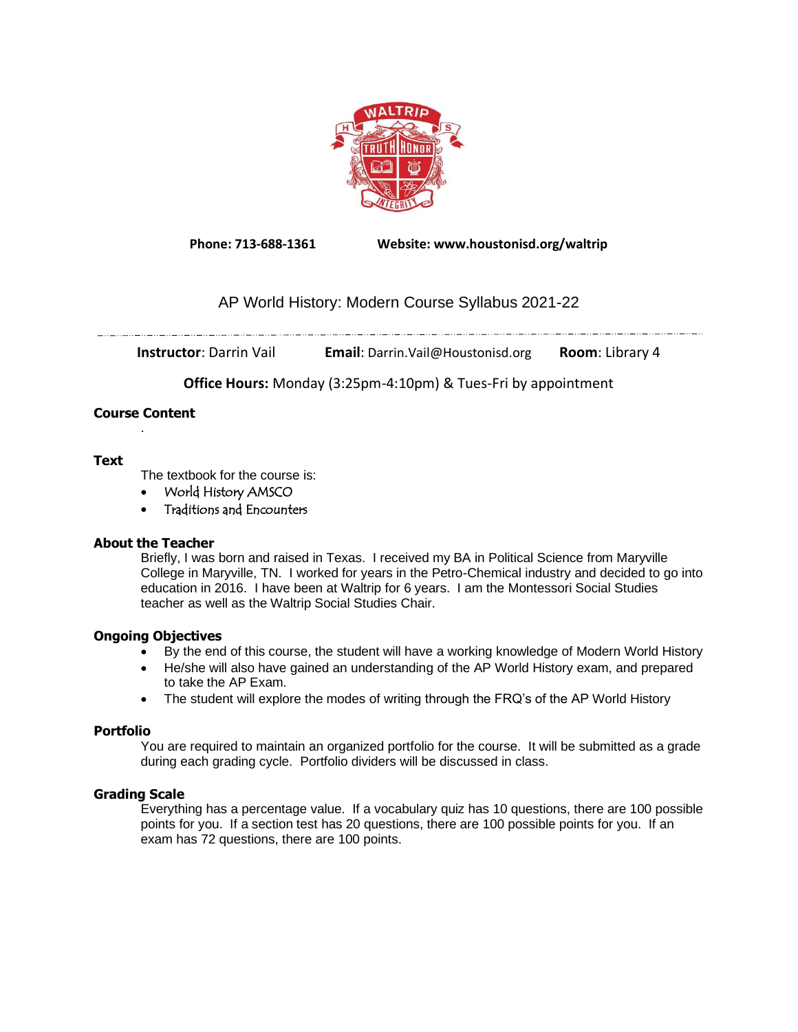**Phone: 713-688-1361** **Website: www.houstonisd.org/waltrip**

# AP World History: Modern Course Syllabus 2021-22

**Instructor**: Darrin Vail **Email**: Darrin.Vail@Houstonisd.org **Room**: Library 4

**Office Hours:** Monday (3:25pm-4:10pm) & Tues-Fri by appointment

## Course Content

.

## Text

The textbook for the course is:

- World History AMSCO
- Traditions and Encounters

## About the Teacher

Briefly, I was born and raised in Texas. I received my BA in Political Science from Maryville College in Maryville, TN. I worked for years in the Petro-Chemical industry and decided to go into education in 2016. I have been at Waltrip for 6 years. I am the Montessori Social Studies teacher as well as the Waltrip Social Studies Chair.

## Ongoing Objectives

- By the end of this course, the student will have a working knowledge of Modern World History
- He/she will also have gained an understanding of the AP World History exam, and prepared to take the AP Exam.
- The student will explore the modes of writing through the FRQ's of the AP World History

## Portfolio

You are required to maintain an organized portfolio for the course. It will be submitted as a grade during each grading cycle. Portfolio dividers will be discussed in class.

## Grading Scale

Everything has a percentage value. If a vocabulary quiz has 10 questions, there are 100 possible points for you. If a section test has 20 questions, there are 100 possible points for you. If an exam has 72 questions, there are 100 points.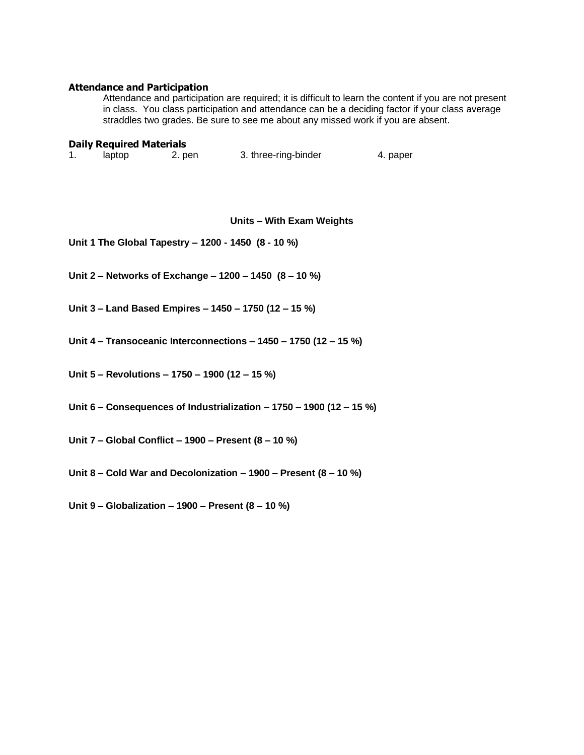### Attendance and Participation

Attendance and participation are required; it is difficult to learn the content if you are not present in class. You class participation and attendance can be a deciding factor if your class average straddles two grades. Be sure to see me about any missed work if you are absent.

### Daily Required Materials

1. laptop 2. pen 3. three-ring-binder 4. paper

**Units – With Exam Weights**

**Unit 1 The Global Tapestry – 1200 - 1450 (8 - 10 %)**

**Unit 2 – Networks of Exchange – 1200 – 1450 (8 – 10 %)**

**Unit 3 – Land Based Empires – 1450 – 1750 (12 – 15 %)**

**Unit 4 – Transoceanic Interconnections – 1450 – 1750 (12 – 15 %)**

**Unit 5 – Revolutions – 1750 – 1900 (12 – 15 %)**

**Unit 6 – Consequences of Industrialization – 1750 – 1900 (12 – 15 %)**

**Unit 7 – Global Conflict – 1900 – Present (8 – 10 %)**

**Unit 8 – Cold War and Decolonization – 1900 – Present (8 – 10 %)**

**Unit 9 – Globalization – 1900 – Present (8 – 10 %)**